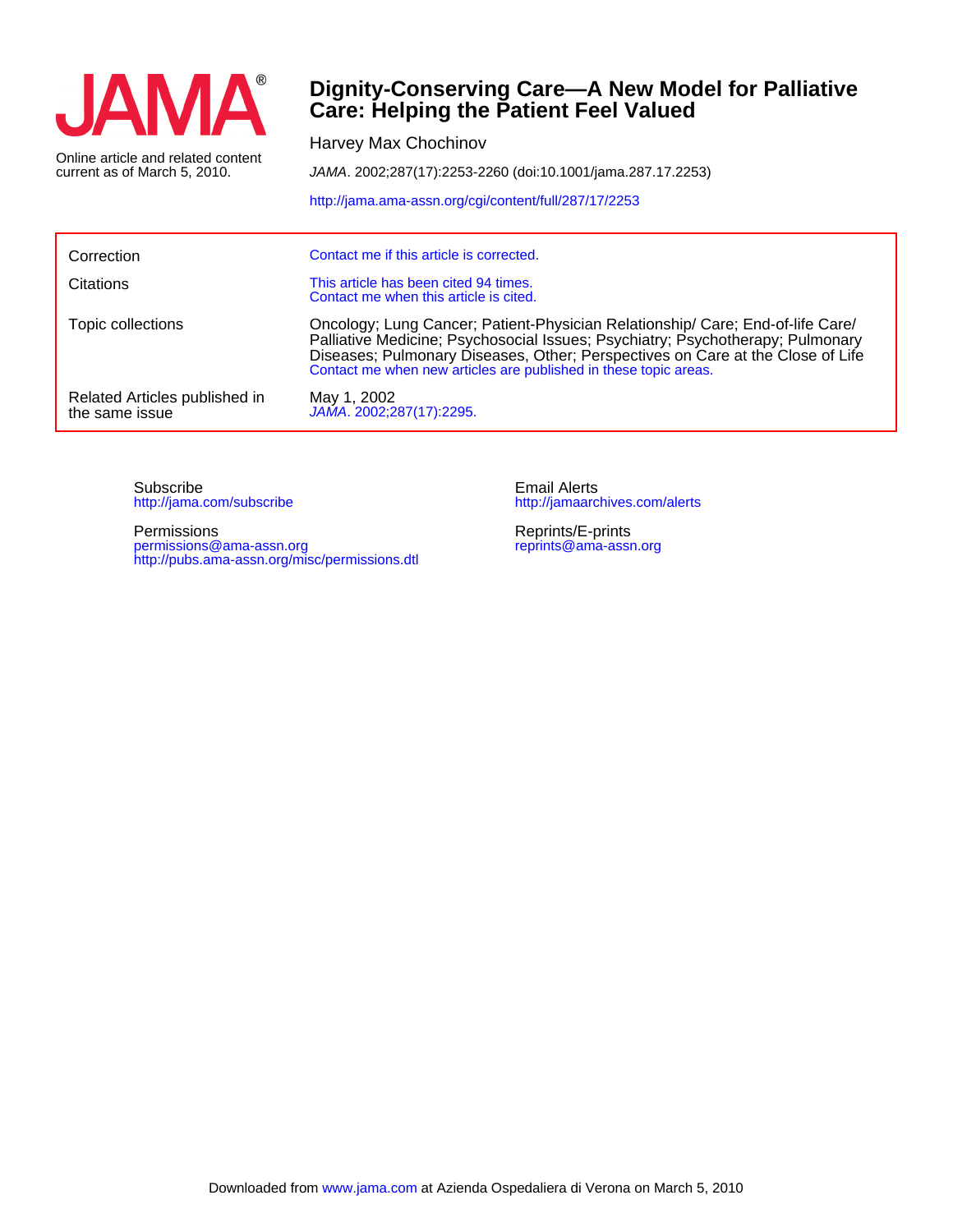JAMA®

Online article and related content current as of March 5, 2010.

# Dignity-Conserving Care—A New Model for Palliative Care: Helping the Patient Feel Valued

Harvey Max Chochinov

*JAMA*. 2002;287(17):2253-2260 (doi:10.1001/jama.287.17.2253)

http://jama.ama-assn.org/cgi/content/full/287/17/2253

| | |
|---|---|
| Correction | Contact me if this article is corrected. |
| Citations | This article has been cited 94 times. Contact me when this article is cited. |
| Topic collections | Oncology; Lung Cancer; Patient-Physician Relationship/ Care; End-of-life Care/ Palliative Medicine; Psychosocial Issues; Psychiatry; Psychotherapy; Pulmonary Diseases; Pulmonary Diseases, Other; Perspectives on Care at the Close of Life Contact me when new articles are published in these topic areas. |
| Related Articles published in the same issue | May 1, 2002 *JAMA*. 2002;287(17):2295. |

Subscribe
http://jama.com/subscribe

Permissions
permissions@ama-assn.org
http://pubs.ama-assn.org/misc/permissions.dtl

Email Alerts
http://jamaarchives.com/alerts

Reprints/E-prints
reprints@ama-assn.org

Downloaded from www.jama.com at Azienda Ospedaliera di Verona on March 5, 2010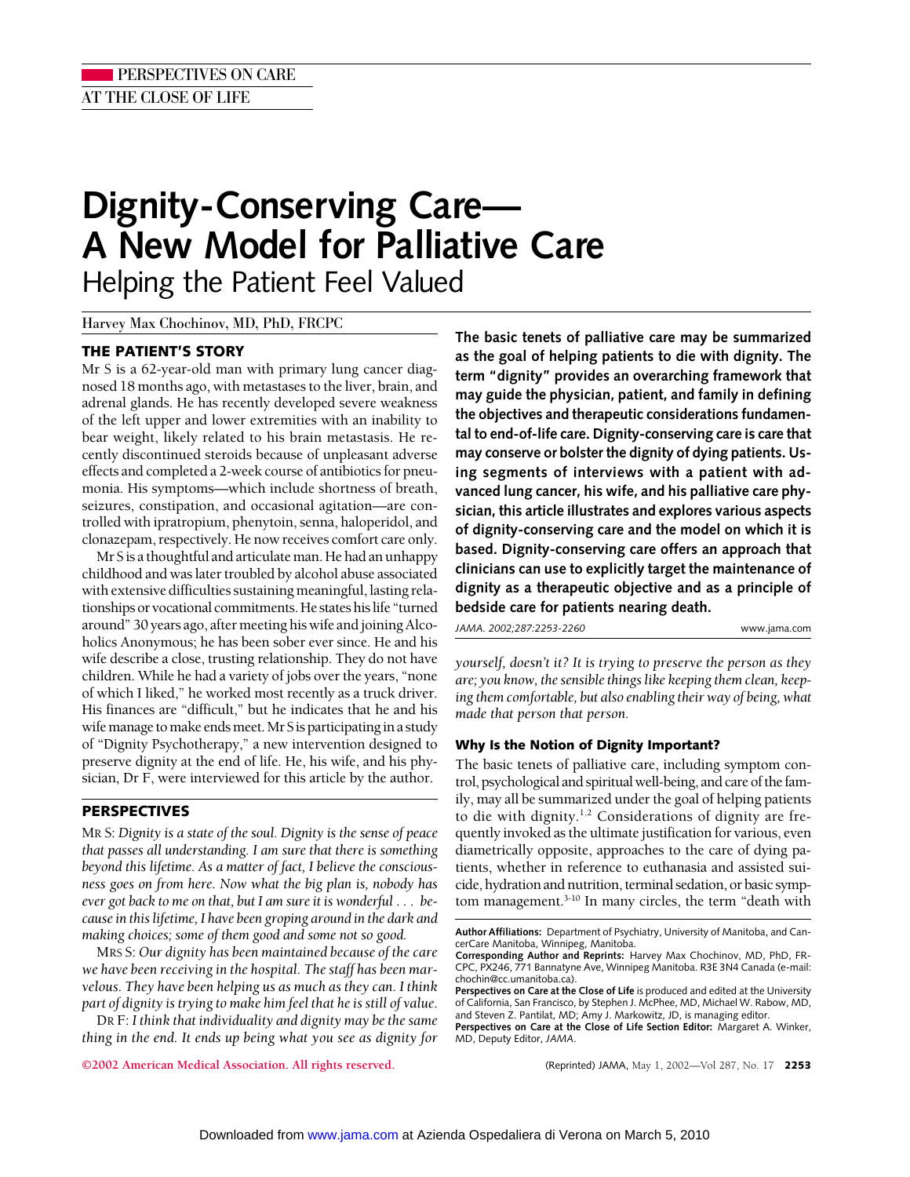PERSPECTIVES ON CARE AT THE CLOSE OF LIFE

# Dignity-Conserving Care—A New Model for Palliative Care

## Helping the Patient Feel Valued

Harvey Max Chochinov, MD, PhD, FRCPC

**The basic tenets of palliative care may be summarized as the goal of helping patients to die with dignity. The term "dignity" provides an overarching framework that may guide the physician, patient, and family in defining the objectives and therapeutic considerations fundamental to end-of-life care. Dignity-conserving care is care that may conserve or bolster the dignity of dying patients. Using segments of interviews with a patient with advanced lung cancer, his wife, and his palliative care physician, this article illustrates and explores various aspects of dignity-conserving care and the model on which it is based. Dignity-conserving care offers an approach that clinicians can use to explicitly target the maintenance of dignity as a therapeutic objective and as a principle of bedside care for patients nearing death.**

*JAMA. 2002;287:2253-2260* www.jama.com

### THE PATIENT'S STORY

Mr S is a 62-year-old man with primary lung cancer diagnosed 18 months ago, with metastases to the liver, brain, and adrenal glands. He has recently developed severe weakness of the left upper and lower extremities with an inability to bear weight, likely related to his brain metastasis. He recently discontinued steroids because of unpleasant adverse effects and completed a 2-week course of antibiotics for pneumonia. His symptoms—which include shortness of breath, seizures, constipation, and occasional agitation—are controlled with ipratropium, phenytoin, senna, haloperidol, and clonazepam, respectively. He now receives comfort care only.

Mr S is a thoughtful and articulate man. He had an unhappy childhood and was later troubled by alcohol abuse associated with extensive difficulties sustaining meaningful, lasting relationships or vocational commitments. He states his life "turned around" 30 years ago, after meeting his wife and joining Alcoholics Anonymous; he has been sober ever since. He and his wife describe a close, trusting relationship. They do not have children. While he had a variety of jobs over the years, "none of which I liked," he worked most recently as a truck driver. His finances are "difficult," but he indicates that he and his wife manage to make ends meet. Mr S is participating in a study of "Dignity Psychotherapy," a new intervention designed to preserve dignity at the end of life. He, his wife, and his physician, Dr F, were interviewed for this article by the author.

### PERSPECTIVES

MR S: *Dignity is a state of the soul. Dignity is the sense of peace that passes all understanding. I am sure that there is something beyond this lifetime. As a matter of fact, I believe the consciousness goes on from here. Now what the big plan is, nobody has ever got back to me on that, but I am sure it is wonderful . . . because in this lifetime, I have been groping around in the dark and making choices; some of them good and some not so good.*

MRS S: *Our dignity has been maintained because of the care we have been receiving in the hospital. The staff has been marvelous. They have been helping us as much as they can. I think part of dignity is trying to make him feel that he is still of value.*

DR F: *I think that individuality and dignity may be the same thing in the end. It ends up being what you see as dignity for yourself, doesn't it? It is trying to preserve the person as they are; you know, the sensible things like keeping them clean, keeping them comfortable, but also enabling their way of being, what made that person that person.*

### Why Is the Notion of Dignity Important?

The basic tenets of palliative care, including symptom control, psychological and spiritual well-being, and care of the family, may all be summarized under the goal of helping patients to die with dignity.[1,2] Considerations of dignity are frequently invoked as the ultimate justification for various, even diametrically opposite, approaches to the care of dying patients, whether in reference to euthanasia and assisted suicide, hydration and nutrition, terminal sedation, or basic symptom management.[3-10] In many circles, the term "death with

**Author Affiliations:** Department of Psychiatry, University of Manitoba, and CancerCare Manitoba, Winnipeg, Manitoba.

**Corresponding Author and Reprints:** Harvey Max Chochinov, MD, PhD, FRCPC, PX246, 771 Bannatyne Ave, Winnipeg Manitoba. R3E 3N4 Canada (e-mail: chochin@cc.umanitoba.ca).

**Perspectives on Care at the Close of Life** is produced and edited at the University of California, San Francisco, by Stephen J. McPhee, MD, Michael W. Rabow, MD, and Steven Z. Pantilat, MD; Amy J. Markowitz, JD, is managing editor.

**Perspectives on Care at the Close of Life Section Editor:** Margaret A. Winker, MD, Deputy Editor, *JAMA*.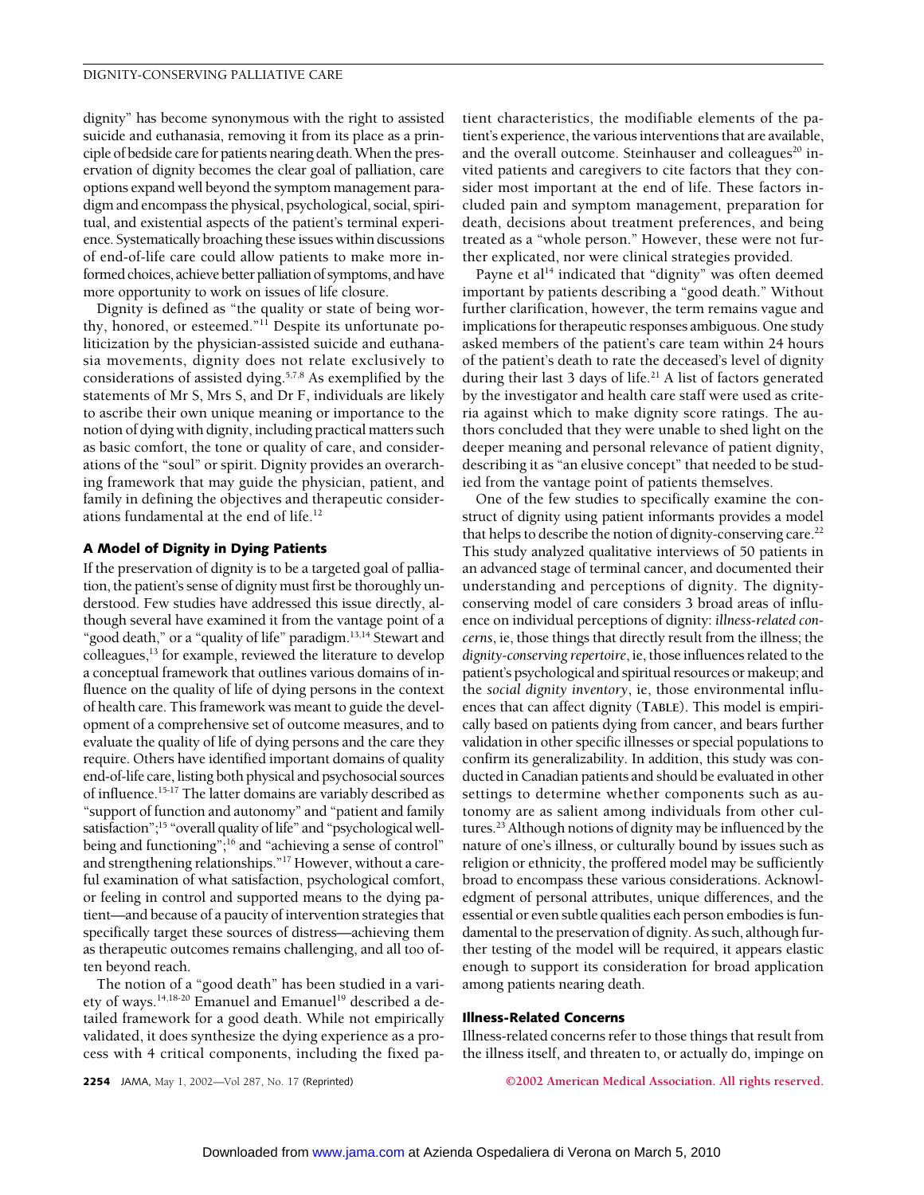dignity" has become synonymous with the right to assisted suicide and euthanasia, removing it from its place as a principle of bedside care for patients nearing death. When the preservation of dignity becomes the clear goal of palliation, care options expand well beyond the symptom management paradigm and encompass the physical, psychological, social, spiritual, and existential aspects of the patient's terminal experience. Systematically broaching these issues within discussions of end-of-life care could allow patients to make more informed choices, achieve better palliation of symptoms, and have more opportunity to work on issues of life closure.

Dignity is defined as "the quality or state of being worthy, honored, or esteemed."[11] Despite its unfortunate politicization by the physician-assisted suicide and euthanasia movements, dignity does not relate exclusively to considerations of assisted dying.[5,7,8] As exemplified by the statements of Mr S, Mrs S, and Dr F, individuals are likely to ascribe their own unique meaning or importance to the notion of dying with dignity, including practical matters such as basic comfort, the tone or quality of care, and considerations of the "soul" or spirit. Dignity provides an overarching framework that may guide the physician, patient, and family in defining the objectives and therapeutic considerations fundamental at the end of life.[12]

## A Model of Dignity in Dying Patients

If the preservation of dignity is to be a targeted goal of palliation, the patient's sense of dignity must first be thoroughly understood. Few studies have addressed this issue directly, although several have examined it from the vantage point of a "good death," or a "quality of life" paradigm.[13,14] Stewart and colleagues,[13] for example, reviewed the literature to develop a conceptual framework that outlines various domains of influence on the quality of life of dying persons in the context of health care. This framework was meant to guide the development of a comprehensive set of outcome measures, and to evaluate the quality of life of dying persons and the care they require. Others have identified important domains of quality end-of-life care, listing both physical and psychosocial sources of influence.[15-17] The latter domains are variably described as "support of function and autonomy" and "patient and family satisfaction";[15] "overall quality of life" and "psychological well-being and functioning";[16] and "achieving a sense of control" and strengthening relationships."[17] However, without a careful examination of what satisfaction, psychological comfort, or feeling in control and supported means to the dying patient—and because of a paucity of intervention strategies that specifically target these sources of distress—achieving them as therapeutic outcomes remains challenging, and all too often beyond reach.

The notion of a "good death" has been studied in a variety of ways.[14,18-20] Emanuel and Emanuel[19] described a detailed framework for a good death. While not empirically validated, it does synthesize the dying experience as a process with 4 critical components, including the fixed patient characteristics, the modifiable elements of the patient's experience, the various interventions that are available, and the overall outcome. Steinhauser and colleagues[20] invited patients and caregivers to cite factors that they consider most important at the end of life. These factors included pain and symptom management, preparation for death, decisions about treatment preferences, and being treated as a "whole person." However, these were not further explicated, nor were clinical strategies provided.

Payne et al[14] indicated that "dignity" was often deemed important by patients describing a "good death." Without further clarification, however, the term remains vague and implications for therapeutic responses ambiguous. One study asked members of the patient's care team within 24 hours of the patient's death to rate the deceased's level of dignity during their last 3 days of life.[21] A list of factors generated by the investigator and health care staff were used as criteria against which to make dignity score ratings. The authors concluded that they were unable to shed light on the deeper meaning and personal relevance of patient dignity, describing it as "an elusive concept" that needed to be studied from the vantage point of patients themselves.

One of the few studies to specifically examine the construct of dignity using patient informants provides a model that helps to describe the notion of dignity-conserving care.[22] This study analyzed qualitative interviews of 50 patients in an advanced stage of terminal cancer, and documented their understanding and perceptions of dignity. The dignity-conserving model of care considers 3 broad areas of influence on individual perceptions of dignity: *illness-related concerns*, ie, those things that directly result from the illness; the *dignity-conserving repertoire*, ie, those influences related to the patient's psychological and spiritual resources or makeup; and the *social dignity inventory*, ie, those environmental influences that can affect dignity (**TABLE**). This model is empirically based on patients dying from cancer, and bears further validation in other specific illnesses or special populations to confirm its generalizability. In addition, this study was conducted in Canadian patients and should be evaluated in other settings to determine whether components such as autonomy are as salient among individuals from other cultures.[23] Although notions of dignity may be influenced by the nature of one's illness, or culturally bound by issues such as religion or ethnicity, the proffered model may be sufficiently broad to encompass these various considerations. Acknowledgment of personal attributes, unique differences, and the essential or even subtle qualities each person embodies is fundamental to the preservation of dignity. As such, although further testing of the model will be required, it appears elastic enough to support its consideration for broad application among patients nearing death.

### Illness-Related Concerns

Illness-related concerns refer to those things that result from the illness itself, and threaten to, or actually do, impinge on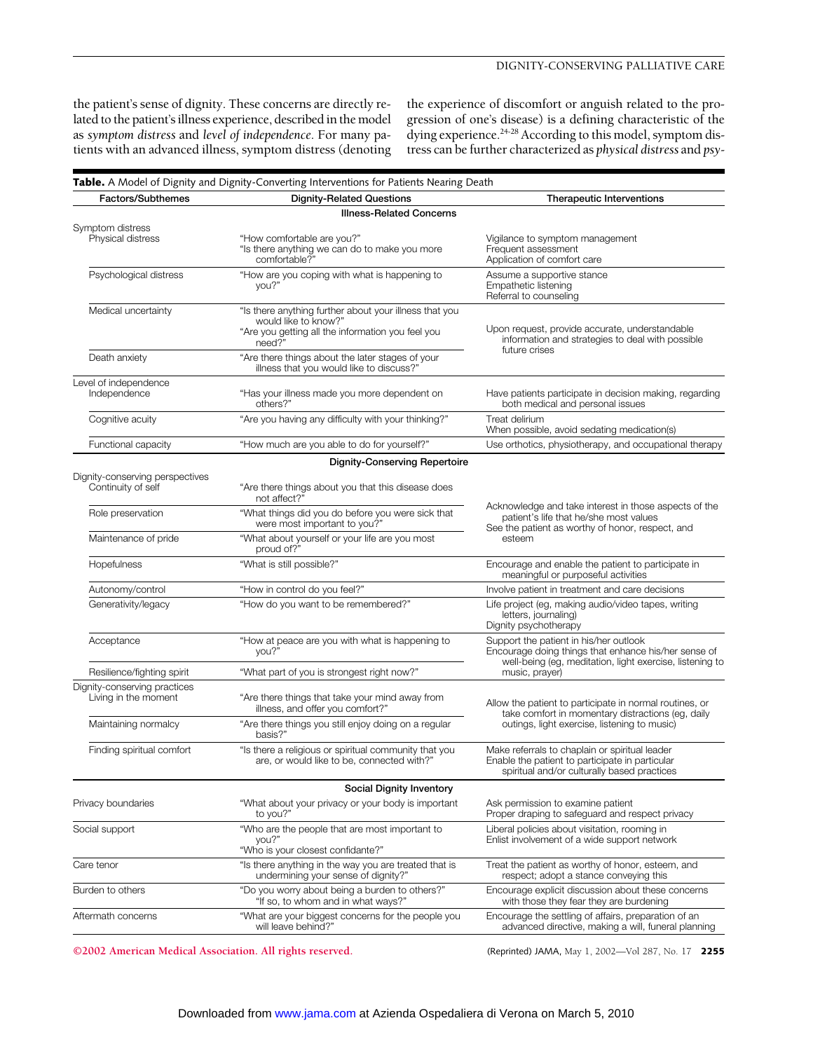the patient's sense of dignity. These concerns are directly related to the patient's illness experience, described in the model as *symptom distress* and *level of independence*. For many patients with an advanced illness, symptom distress (denoting the experience of discomfort or anguish related to the progression of one's disease) is a defining characteristic of the dying experience.[24-28] According to this model, symptom distress can be further characterized as *physical distress* and *psy-*

**Table.** A Model of Dignity and Dignity-Converting Interventions for Patients Nearing Death

| Factors/Subthemes | Dignity-Related Questions | Therapeutic Interventions |
|---|---|---|
| | **Illness-Related Concerns** | |
| Symptom distress | | |
| Physical distress | "How comfortable are you?" "Is there anything we can do to make you more comfortable?" | Vigilance to symptom management; Frequent assessment; Application of comfort care |
| Psychological distress | "How are you coping with what is happening to you?" | Assume a supportive stance; Empathetic listening; Referral to counseling |
| Medical uncertainty | "Is there anything further about your illness that you would like to know?" "Are you getting all the information you feel you need?" | Upon request, provide accurate, understandable information and strategies to deal with possible future crises |
| Death anxiety | "Are there things about the later stages of your illness that you would like to discuss?" | |
| Level of independence | | |
| Independence | "Has your illness made you more dependent on others?" | Have patients participate in decision making, regarding both medical and personal issues |
| Cognitive acuity | "Are you having any difficulty with your thinking?" | Treat delirium; When possible, avoid sedating medication(s) |
| Functional capacity | "How much are you able to do for yourself?" | Use orthotics, physiotherapy, and occupational therapy |
| | **Dignity-Conserving Repertoire** | |
| Dignity-conserving perspectives | | |
| Continuity of self | "Are there things about you that this disease does not affect?" | Acknowledge and take interest in those aspects of the patient's life that he/she most values; See the patient as worthy of honor, respect, and esteem |
| Role preservation | "What things did you do before you were sick that were most important to you?" | |
| Maintenance of pride | "What about yourself or your life are you most proud of?" | |
| Hopefulness | "What is still possible?" | Encourage and enable the patient to participate in meaningful or purposeful activities |
| Autonomy/control | "How in control do you feel?" | Involve patient in treatment and care decisions |
| Generativity/legacy | "How do you want to be remembered?" | Life project (eg, making audio/video tapes, writing letters, journaling); Dignity psychotherapy |
| Acceptance | "How at peace are you with what is happening to you?" | Support the patient in his/her outlook; Encourage doing things that enhance his/her sense of well-being (eg, meditation, light exercise, listening to music, prayer) |
| Resilience/fighting spirit | "What part of you is strongest right now?" | |
| Dignity-conserving practices | | |
| Living in the moment | "Are there things that take your mind away from illness, and offer you comfort?" | Allow the patient to participate in normal routines, or take comfort in momentary distractions (eg, daily outings, light exercise, listening to music) |
| Maintaining normalcy | "Are there things you still enjoy doing on a regular basis?" | |
| Finding spiritual comfort | "Is there a religious or spiritual community that you are, or would like to be, connected with?" | Make referrals to chaplain or spiritual leader; Enable the patient to participate in particular spiritual and/or culturally based practices |
| | **Social Dignity Inventory** | |
| Privacy boundaries | "What about your privacy or your body is important to you?" | Ask permission to examine patient; Proper draping to safeguard and respect privacy |
| Social support | "Who are the people that are most important to you?" "Who is your closest confidante?" | Liberal policies about visitation, rooming in; Enlist involvement of a wide support network |
| Care tenor | "Is there anything in the way you are treated that is undermining your sense of dignity?" | Treat the patient as worthy of honor, esteem, and respect; adopt a stance conveying this |
| Burden to others | "Do you worry about being a burden to others?" "If so, to whom and in what ways?" | Encourage explicit discussion about these concerns with those they fear they are burdening |
| Aftermath concerns | "What are your biggest concerns for the people you will leave behind?" | Encourage the settling of affairs, preparation of an advanced directive, making a will, funeral planning |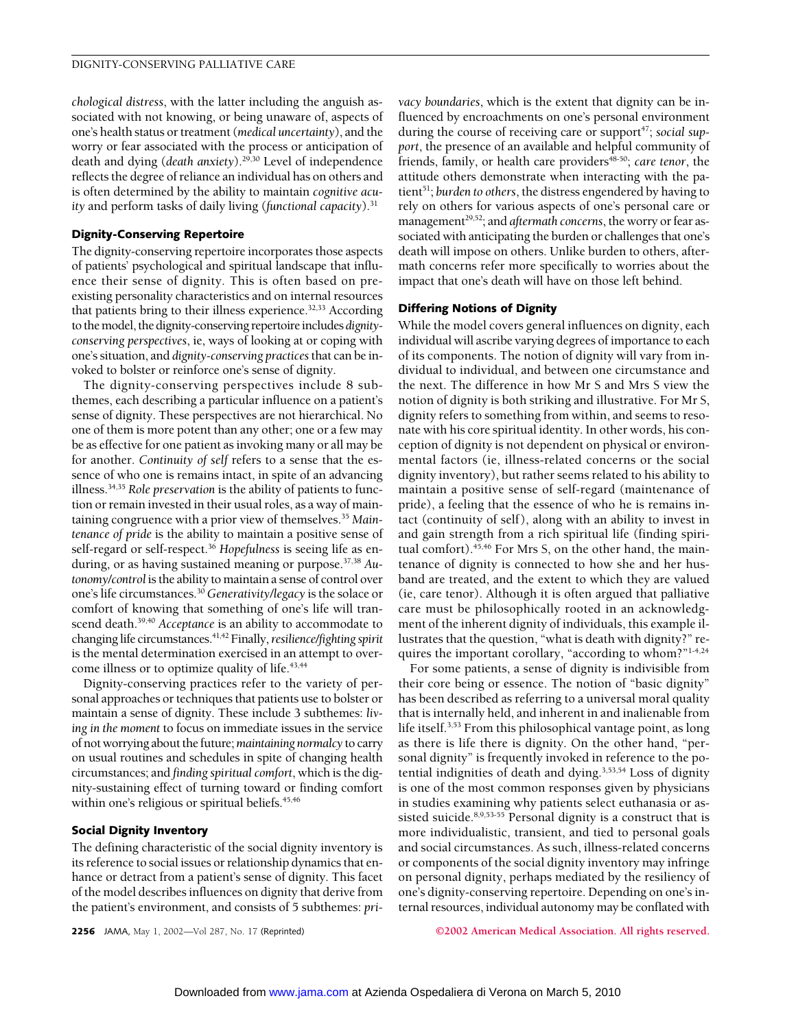*chological distress*, with the latter including the anguish associated with not knowing, or being unaware of, aspects of one's health status or treatment (*medical uncertainty*), and the worry or fear associated with the process or anticipation of death and dying (*death anxiety*).[29,30] Level of independence reflects the degree of reliance an individual has on others and is often determined by the ability to maintain *cognitive acuity* and perform tasks of daily living (*functional capacity*).[31]

### Dignity-Conserving Repertoire

The dignity-conserving repertoire incorporates those aspects of patients' psychological and spiritual landscape that influence their sense of dignity. This is often based on preexisting personality characteristics and on internal resources that patients bring to their illness experience.[32,33] According to the model, the dignity-conserving repertoire includes *dignity-conserving perspectives*, ie, ways of looking at or coping with one's situation, and *dignity-conserving practices* that can be invoked to bolster or reinforce one's sense of dignity.

The dignity-conserving perspectives include 8 subthemes, each describing a particular influence on a patient's sense of dignity. These perspectives are not hierarchical. No one of them is more potent than any other; one or a few may be as effective for one patient as invoking many or all may be for another. *Continuity of self* refers to a sense that the essence of who one is remains intact, in spite of an advancing illness.[34,35] *Role preservation* is the ability of patients to function or remain invested in their usual roles, as a way of maintaining congruence with a prior view of themselves.[35] *Maintenance of pride* is the ability to maintain a positive sense of self-regard or self-respect.[36] *Hopefulness* is seeing life as enduring, or as having sustained meaning or purpose.[37,38] *Autonomy/control* is the ability to maintain a sense of control over one's life circumstances.[30] *Generativity/legacy* is the solace or comfort of knowing that something of one's life will transcend death.[39,40] *Acceptance* is an ability to accommodate to changing life circumstances.[41,42] Finally, *resilience/fighting spirit* is the mental determination exercised in an attempt to overcome illness or to optimize quality of life.[43,44]

Dignity-conserving practices refer to the variety of personal approaches or techniques that patients use to bolster or maintain a sense of dignity. These include 3 subthemes: *living in the moment* to focus on immediate issues in the service of not worrying about the future; *maintaining normalcy* to carry on usual routines and schedules in spite of changing health circumstances; and *finding spiritual comfort*, which is the dignity-sustaining effect of turning toward or finding comfort within one's religious or spiritual beliefs.[45,46]

### Social Dignity Inventory

The defining characteristic of the social dignity inventory is its reference to social issues or relationship dynamics that enhance or detract from a patient's sense of dignity. This facet of the model describes influences on dignity that derive from the patient's environment, and consists of 5 subthemes: *privacy boundaries*, which is the extent that dignity can be influenced by encroachments on one's personal environment during the course of receiving care or support[47]; *social support*, the presence of an available and helpful community of friends, family, or health care providers[48-50]; *care tenor*, the attitude others demonstrate when interacting with the patient[51]; *burden to others*, the distress engendered by having to rely on others for various aspects of one's personal care or management[29,52]; and *aftermath concerns*, the worry or fear associated with anticipating the burden or challenges that one's death will impose on others. Unlike burden to others, aftermath concerns refer more specifically to worries about the impact that one's death will have on those left behind.

### Differing Notions of Dignity

While the model covers general influences on dignity, each individual will ascribe varying degrees of importance to each of its components. The notion of dignity will vary from individual to individual, and between one circumstance and the next. The difference in how Mr S and Mrs S view the notion of dignity is both striking and illustrative. For Mr S, dignity refers to something from within, and seems to resonate with his core spiritual identity. In other words, his conception of dignity is not dependent on physical or environmental factors (ie, illness-related concerns or the social dignity inventory), but rather seems related to his ability to maintain a positive sense of self-regard (maintenance of pride), a feeling that the essence of who he is remains intact (continuity of self), along with an ability to invest in and gain strength from a rich spiritual life (finding spiritual comfort).[45,46] For Mrs S, on the other hand, the maintenance of dignity is connected to how she and her husband are treated, and the extent to which they are valued (ie, care tenor). Although it is often argued that palliative care must be philosophically rooted in an acknowledgment of the inherent dignity of individuals, this example illustrates that the question, "what is death with dignity?" requires the important corollary, "according to whom?"[1-4,24]

For some patients, a sense of dignity is indivisible from their core being or essence. The notion of "basic dignity" has been described as referring to a universal moral quality that is internally held, and inherent in and inalienable from life itself.[3,53] From this philosophical vantage point, as long as there is life there is dignity. On the other hand, "personal dignity" is frequently invoked in reference to the potential indignities of death and dying.[3,53,54] Loss of dignity is one of the most common responses given by physicians in studies examining why patients select euthanasia or assisted suicide.[8,9,53-55] Personal dignity is a construct that is more individualistic, transient, and tied to personal goals and social circumstances. As such, illness-related concerns or components of the social dignity inventory may infringe on personal dignity, perhaps mediated by the resiliency of one's dignity-conserving repertoire. Depending on one's internal resources, individual autonomy may be conflated with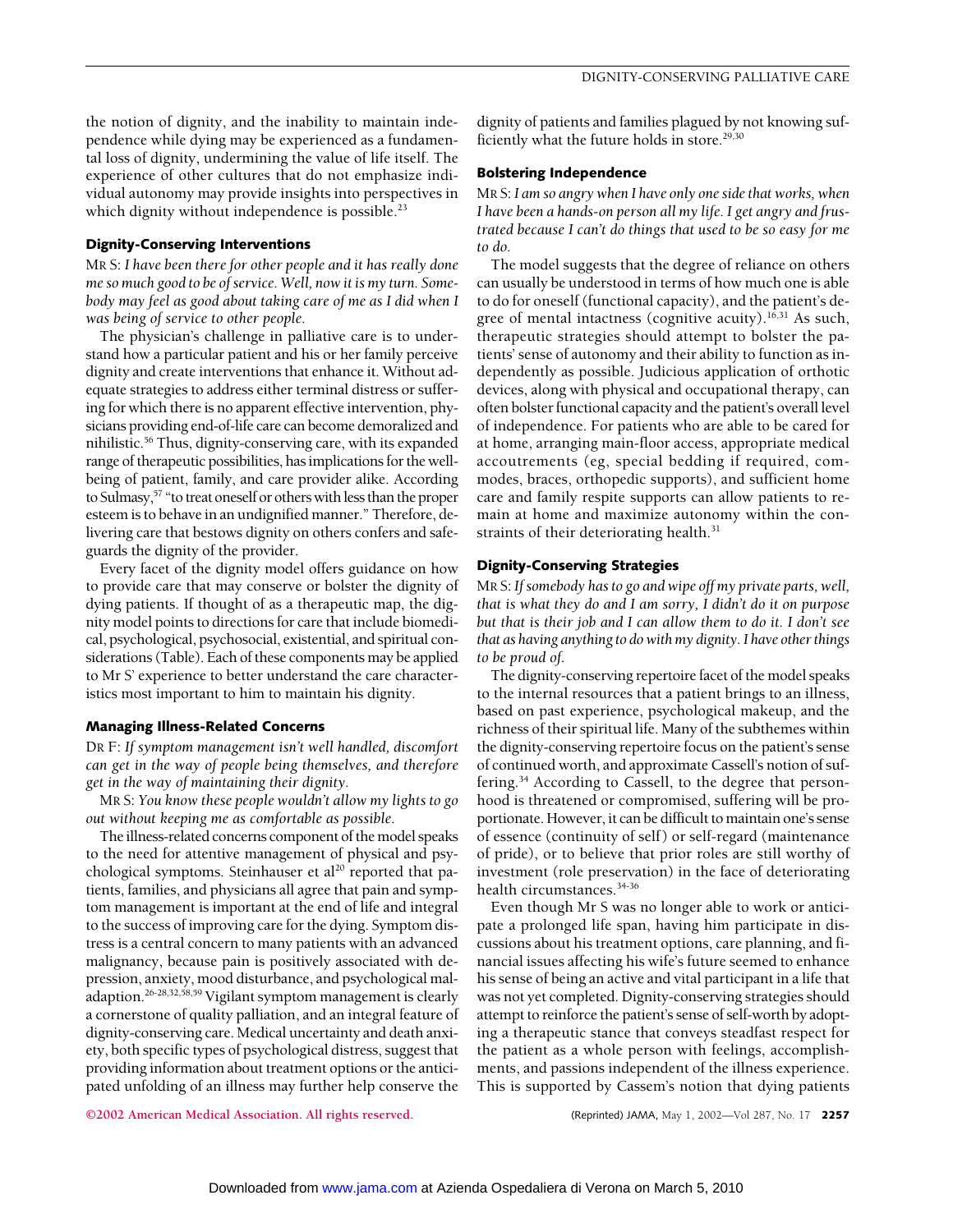the notion of dignity, and the inability to maintain independence while dying may be experienced as a fundamental loss of dignity, undermining the value of life itself. The experience of other cultures that do not emphasize individual autonomy may provide insights into perspectives in which dignity without independence is possible.[23]

### Dignity-Conserving Interventions

MR S: *I have been there for other people and it has really done me so much good to be of service. Well, now it is my turn. Somebody may feel as good about taking care of me as I did when I was being of service to other people.*

The physician's challenge in palliative care is to understand how a particular patient and his or her family perceive dignity and create interventions that enhance it. Without adequate strategies to address either terminal distress or suffering for which there is no apparent effective intervention, physicians providing end-of-life care can become demoralized and nihilistic.[56] Thus, dignity-conserving care, with its expanded range of therapeutic possibilities, has implications for the well-being of patient, family, and care provider alike. According to Sulmasy,[57] "to treat oneself or others with less than the proper esteem is to behave in an undignified manner." Therefore, delivering care that bestows dignity on others confers and safeguards the dignity of the provider.

Every facet of the dignity model offers guidance on how to provide care that may conserve or bolster the dignity of dying patients. If thought of as a therapeutic map, the dignity model points to directions for care that include biomedical, psychological, psychosocial, existential, and spiritual considerations (Table). Each of these components may be applied to Mr S' experience to better understand the care characteristics most important to him to maintain his dignity.

### Managing Illness-Related Concerns

DR F: *If symptom management isn't well handled, discomfort can get in the way of people being themselves, and therefore get in the way of maintaining their dignity.*

MR S: *You know these people wouldn't allow my lights to go out without keeping me as comfortable as possible.*

The illness-related concerns component of the model speaks to the need for attentive management of physical and psychological symptoms. Steinhauser et al[20] reported that patients, families, and physicians all agree that pain and symptom management is important at the end of life and integral to the success of improving care for the dying. Symptom distress is a central concern to many patients with an advanced malignancy, because pain is positively associated with depression, anxiety, mood disturbance, and psychological maladaption.[26-28,32,58,59] Vigilant symptom management is clearly a cornerstone of quality palliation, and an integral feature of dignity-conserving care. Medical uncertainty and death anxiety, both specific types of psychological distress, suggest that providing information about treatment options or the anticipated unfolding of an illness may further help conserve the dignity of patients and families plagued by not knowing sufficiently what the future holds in store.[29,30]

### Bolstering Independence

MR S: *I am so angry when I have only one side that works, when I have been a hands-on person all my life. I get angry and frustrated because I can't do things that used to be so easy for me to do.*

The model suggests that the degree of reliance on others can usually be understood in terms of how much one is able to do for oneself (functional capacity), and the patient's degree of mental intactness (cognitive acuity).[16,31] As such, therapeutic strategies should attempt to bolster the patients' sense of autonomy and their ability to function as independently as possible. Judicious application of orthotic devices, along with physical and occupational therapy, can often bolster functional capacity and the patient's overall level of independence. For patients who are able to be cared for at home, arranging main-floor access, appropriate medical accoutrements (eg, special bedding if required, commodes, braces, orthopedic supports), and sufficient home care and family respite supports can allow patients to remain at home and maximize autonomy within the constraints of their deteriorating health.[31]

### Dignity-Conserving Strategies

MR S: *If somebody has to go and wipe off my private parts, well, that is what they do and I am sorry, I didn't do it on purpose but that is their job and I can allow them to do it. I don't see that as having anything to do with my dignity. I have other things to be proud of.*

The dignity-conserving repertoire facet of the model speaks to the internal resources that a patient brings to an illness, based on past experience, psychological makeup, and the richness of their spiritual life. Many of the subthemes within the dignity-conserving repertoire focus on the patient's sense of continued worth, and approximate Cassell's notion of suffering.[34] According to Cassell, to the degree that personhood is threatened or compromised, suffering will be proportionate. However, it can be difficult to maintain one's sense of essence (continuity of self) or self-regard (maintenance of pride), or to believe that prior roles are still worthy of investment (role preservation) in the face of deteriorating health circumstances.[34-36]

Even though Mr S was no longer able to work or anticipate a prolonged life span, having him participate in discussions about his treatment options, care planning, and financial issues affecting his wife's future seemed to enhance his sense of being an active and vital participant in a life that was not yet completed. Dignity-conserving strategies should attempt to reinforce the patient's sense of self-worth by adopting a therapeutic stance that conveys steadfast respect for the patient as a whole person with feelings, accomplishments, and passions independent of the illness experience. This is supported by Cassem's notion that dying patients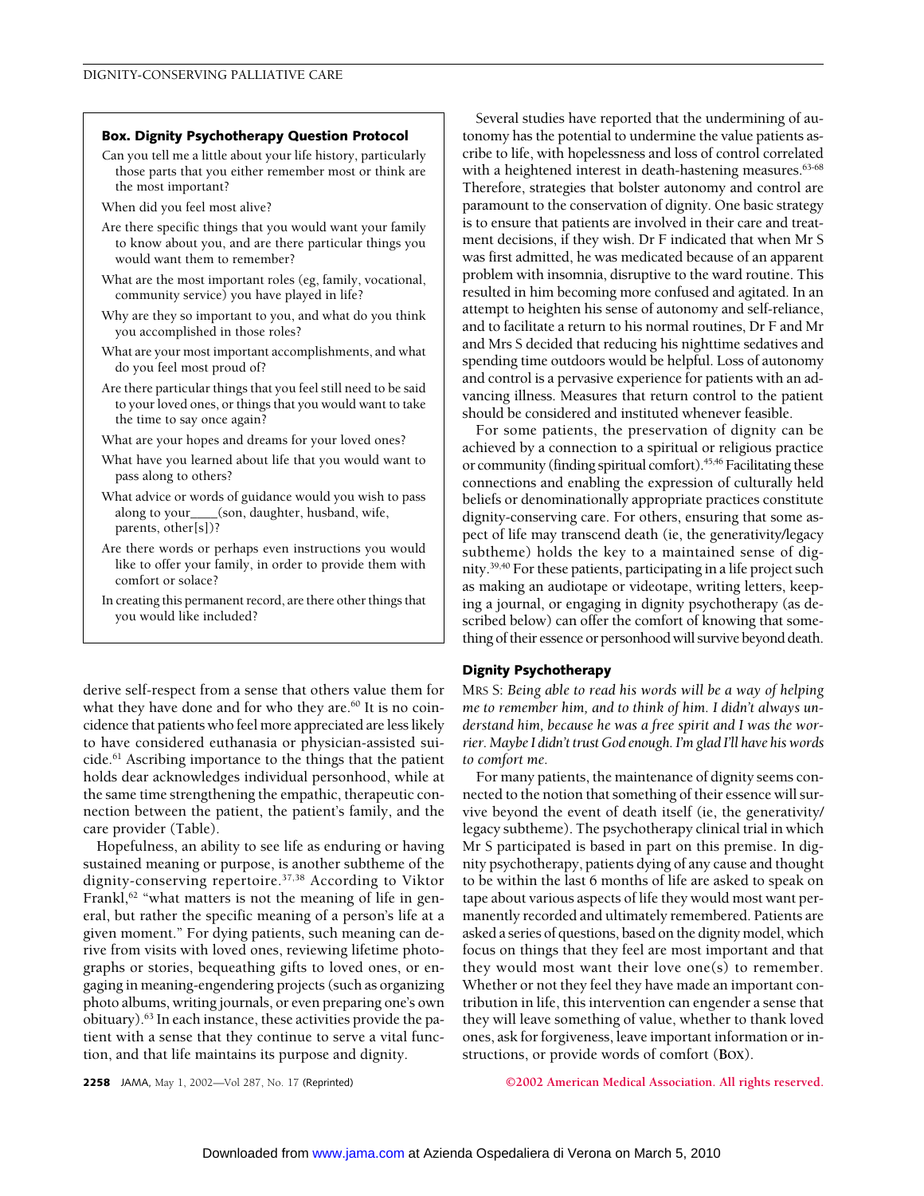derive self-respect from a sense that others value them for what they have done and for who they are.[60] It is no coincidence that patients who feel more appreciated are less likely to have considered euthanasia or physician-assisted suicide.[61] Ascribing importance to the things that the patient holds dear acknowledges individual personhood, while at the same time strengthening the empathic, therapeutic connection between the patient, the patient's family, and the care provider (Table).

Hopefulness, an ability to see life as enduring or having sustained meaning or purpose, is another subtheme of the dignity-conserving repertoire.[37,38] According to Viktor Frankl,[62] "what matters is not the meaning of life in general, but rather the specific meaning of a person's life at a given moment." For dying patients, such meaning can derive from visits with loved ones, reviewing lifetime photographs or stories, bequeathing gifts to loved ones, or engaging in meaning-engendering projects (such as organizing photo albums, writing journals, or even preparing one's own obituary).[63] In each instance, these activities provide the patient with a sense that they continue to serve a vital function, and that life maintains its purpose and dignity.

Several studies have reported that the undermining of autonomy has the potential to undermine the value patients ascribe to life, with hopelessness and loss of control correlated with a heightened interest in death-hastening measures.[63-68] Therefore, strategies that bolster autonomy and control are paramount to the conservation of dignity. One basic strategy is to ensure that patients are involved in their care and treatment decisions, if they wish. Dr F indicated that when Mr S was first admitted, he was medicated because of an apparent problem with insomnia, disruptive to the ward routine. This resulted in him becoming more confused and agitated. In an attempt to heighten his sense of autonomy and self-reliance, and to facilitate a return to his normal routines, Dr F and Mr and Mrs S decided that reducing his nighttime sedatives and spending time outdoors would be helpful. Loss of autonomy and control is a pervasive experience for patients with an advancing illness. Measures that return control to the patient should be considered and instituted whenever feasible.

For some patients, the preservation of dignity can be achieved by a connection to a spiritual or religious practice or community (finding spiritual comfort).[45,46] Facilitating these connections and enabling the expression of culturally held beliefs or denominationally appropriate practices constitute dignity-conserving care. For others, ensuring that some aspect of life may transcend death (ie, the generativity/legacy subtheme) holds the key to a maintained sense of dignity.[39,40] For these patients, participating in a life project such as making an audiotape or videotape, writing letters, keeping a journal, or engaging in dignity psychotherapy (as described below) can offer the comfort of knowing that something of their essence or personhood will survive beyond death.

### Dignity Psychotherapy

MRS S: *Being able to read his words will be a way of helping me to remember him, and to think of him. I didn't always understand him, because he was a free spirit and I was the worrier. Maybe I didn't trust God enough. I'm glad I'll have his words to comfort me.*

For many patients, the maintenance of dignity seems connected to the notion that something of their essence will survive beyond the event of death itself (ie, the generativity/legacy subtheme). The psychotherapy clinical trial in which Mr S participated is based in part on this premise. In dignity psychotherapy, patients dying of any cause and thought to be within the last 6 months of life are asked to speak on tape about various aspects of life they would most want permanently recorded and ultimately remembered. Patients are asked a series of questions, based on the dignity model, which focus on things that they feel are most important and that they would most want their love one(s) to remember. Whether or not they feel they have made an important contribution in life, this intervention can engender a sense that they will leave something of value, whether to thank loved ones, ask for forgiveness, leave important information or instructions, or provide words of comfort (BOX).

**Box. Dignity Psychotherapy Question Protocol**

Can you tell me a little about your life history, particularly those parts that you either remember most or think are the most important?

When did you feel most alive?

Are there specific things that you would want your family to know about you, and are there particular things you would want them to remember?

What are the most important roles (eg, family, vocational, community service) you have played in life?

Why are they so important to you, and what do you think you accomplished in those roles?

What are your most important accomplishments, and what do you feel most proud of?

Are there particular things that you feel still need to be said to your loved ones, or things that you would want to take the time to say once again?

What are your hopes and dreams for your loved ones?

What have you learned about life that you would want to pass along to others?

What advice or words of guidance would you wish to pass along to your____(son, daughter, husband, wife, parents, other[s])?

Are there words or perhaps even instructions you would like to offer your family, in order to provide them with comfort or solace?

In creating this permanent record, are there other things that you would like included?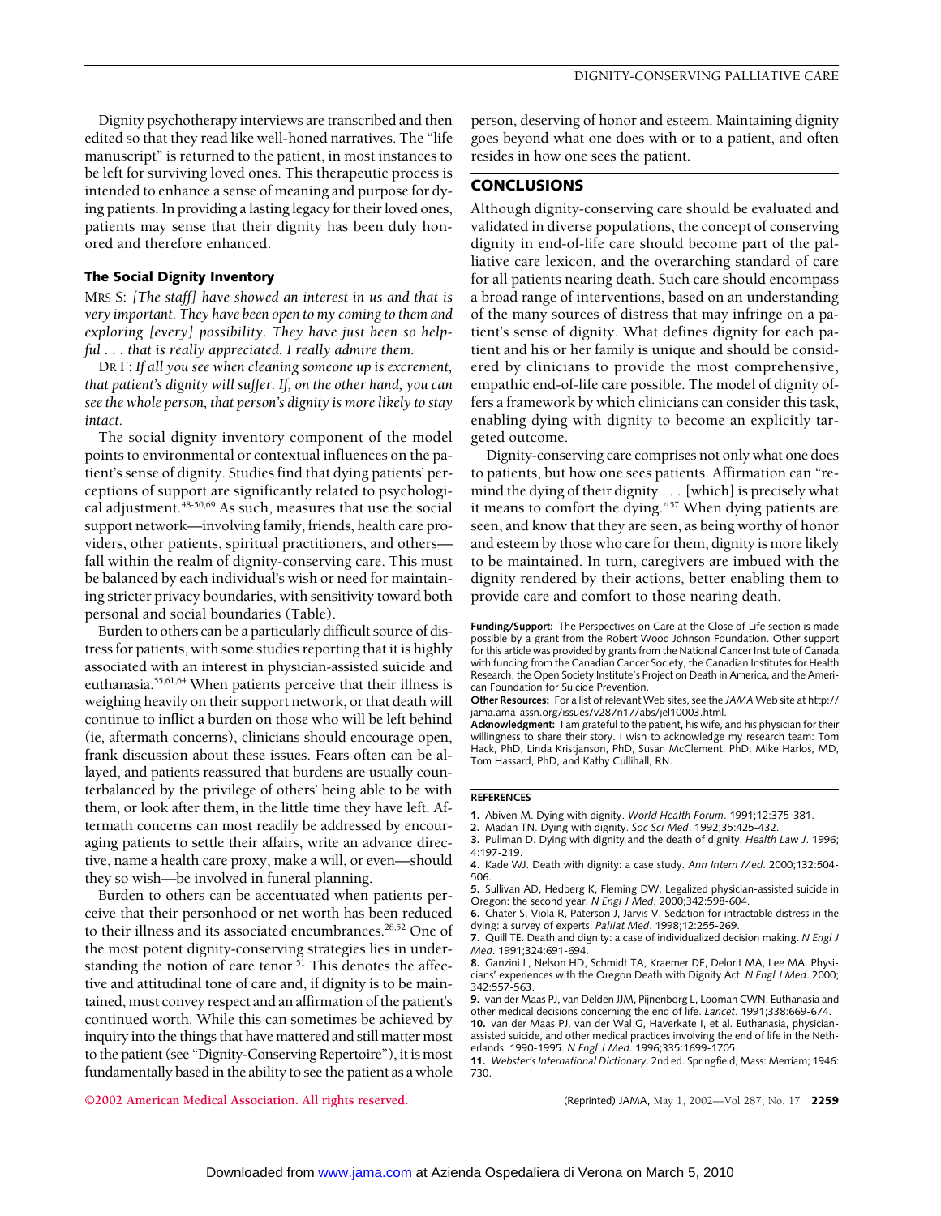Dignity psychotherapy interviews are transcribed and then edited so that they read like well-honed narratives. The "life manuscript" is returned to the patient, in most instances to be left for surviving loved ones. This therapeutic process is intended to enhance a sense of meaning and purpose for dying patients. In providing a lasting legacy for their loved ones, patients may sense that their dignity has been duly honored and therefore enhanced.

### The Social Dignity Inventory

MRS S: *[The staff] have showed an interest in us and that is very important. They have been open to my coming to them and exploring [every] possibility. They have just been so helpful . . . that is really appreciated. I really admire them.*

DR F: *If all you see when cleaning someone up is excrement, that patient's dignity will suffer. If, on the other hand, you can see the whole person, that person's dignity is more likely to stay intact.*

The social dignity inventory component of the model points to environmental or contextual influences on the patient's sense of dignity. Studies find that dying patients' perceptions of support are significantly related to psychological adjustment.[48-50,69] As such, measures that use the social support network—involving family, friends, health care providers, other patients, spiritual practitioners, and others—fall within the realm of dignity-conserving care. This must be balanced by each individual's wish or need for maintaining stricter privacy boundaries, with sensitivity toward both personal and social boundaries (Table).

Burden to others can be a particularly difficult source of distress for patients, with some studies reporting that it is highly associated with an interest in physician-assisted suicide and euthanasia.[55,61,64] When patients perceive that their illness is weighing heavily on their support network, or that death will continue to inflict a burden on those who will be left behind (ie, aftermath concerns), clinicians should encourage open, frank discussion about these issues. Fears often can be allayed, and patients reassured that burdens are usually counterbalanced by the privilege of others' being able to be with them, or look after them, in the little time they have left. Aftermath concerns can most readily be addressed by encouraging patients to settle their affairs, write an advance directive, name a health care proxy, make a will, or even—should they so wish—be involved in funeral planning.

Burden to others can be accentuated when patients perceive that their personhood or net worth has been reduced to their illness and its associated encumbrances.[28,52] One of the most potent dignity-conserving strategies lies in understanding the notion of care tenor.[51] This denotes the affective and attitudinal tone of care and, if dignity is to be maintained, must convey respect and an affirmation of the patient's continued worth. While this can sometimes be achieved by inquiry into the things that have mattered and still matter most to the patient (see "Dignity-Conserving Repertoire"), it is most fundamentally based in the ability to see the patient as a whole person, deserving of honor and esteem. Maintaining dignity goes beyond what one does with or to a patient, and often resides in how one sees the patient.

## CONCLUSIONS

Although dignity-conserving care should be evaluated and validated in diverse populations, the concept of conserving dignity in end-of-life care should become part of the palliative care lexicon, and the overarching standard of care for all patients nearing death. Such care should encompass a broad range of interventions, based on an understanding of the many sources of distress that may infringe on a patient's sense of dignity. What defines dignity for each patient and his or her family is unique and should be considered by clinicians to provide the most comprehensive, empathic end-of-life care possible. The model of dignity offers a framework by which clinicians can consider this task, enabling dying with dignity to become an explicitly targeted outcome.

Dignity-conserving care comprises not only what one does to patients, but how one sees patients. Affirmation can "remind the dying of their dignity . . . [which] is precisely what it means to comfort the dying."[57] When dying patients are seen, and know that they are seen, as being worthy of honor and esteem by those who care for them, dignity is more likely to be maintained. In turn, caregivers are imbued with the dignity rendered by their actions, better enabling them to provide care and comfort to those nearing death.

**Funding/Support:** The Perspectives on Care at the Close of Life section is made possible by a grant from the Robert Wood Johnson Foundation. Other support for this article was provided by grants from the National Cancer Institute of Canada with funding from the Canadian Cancer Society, the Canadian Institutes for Health Research, the Open Society Institute's Project on Death in America, and the American Foundation for Suicide Prevention.

**Other Resources:** For a list of relevant Web sites, see the *JAMA* Web site at http://jama.ama-assn.org/issues/v287n17/abs/jel10003.html.

**Acknowledgment:** I am grateful to the patient, his wife, and his physician for their willingness to share their story. I wish to acknowledge my research team: Tom Hack, PhD, Linda Kristjanson, PhD, Susan McClement, PhD, Mike Harlos, MD, Tom Hassard, PhD, and Kathy Cullihall, RN.

## REFERENCES

1. Abiven M. Dying with dignity. *World Health Forum*. 1991;12:375-381.
2. Madan TN. Dying with dignity. *Soc Sci Med*. 1992;35:425-432.
3. Pullman D. Dying with dignity and the death of dignity. *Health Law J*. 1996;4:197-219.
4. Kade WJ. Death with dignity: a case study. *Ann Intern Med*. 2000;132:504-506.
5. Sullivan AD, Hedberg K, Fleming DW. Legalized physician-assisted suicide in Oregon: the second year. *N Engl J Med*. 2000;342:598-604.
6. Chater S, Viola R, Paterson J, Jarvis V. Sedation for intractable distress in the dying: a survey of experts. *Palliat Med*. 1998;12:255-269.
7. Quill TE. Death and dignity: a case of individualized decision making. *N Engl J Med*. 1991;324:691-694.
8. Ganzini L, Nelson HD, Schmidt TA, Kraemer DF, Delorit MA, Lee MA. Physicians' experiences with the Oregon Death with Dignity Act. *N Engl J Med*. 2000;342:557-563.
9. van der Maas PJ, van Delden JJM, Pijnenborg L, Looman CWN. Euthanasia and other medical decisions concerning the end of life. *Lancet*. 1991;338:669-674.
10. van der Maas PJ, van der Wal G, Haverkate I, et al. Euthanasia, physician-assisted suicide, and other medical practices involving the end of life in the Netherlands, 1990-1995. *N Engl J Med*. 1996;335:1699-1705.
11. *Webster's International Dictionary*. 2nd ed. Springfield, Mass: Merriam; 1946:730.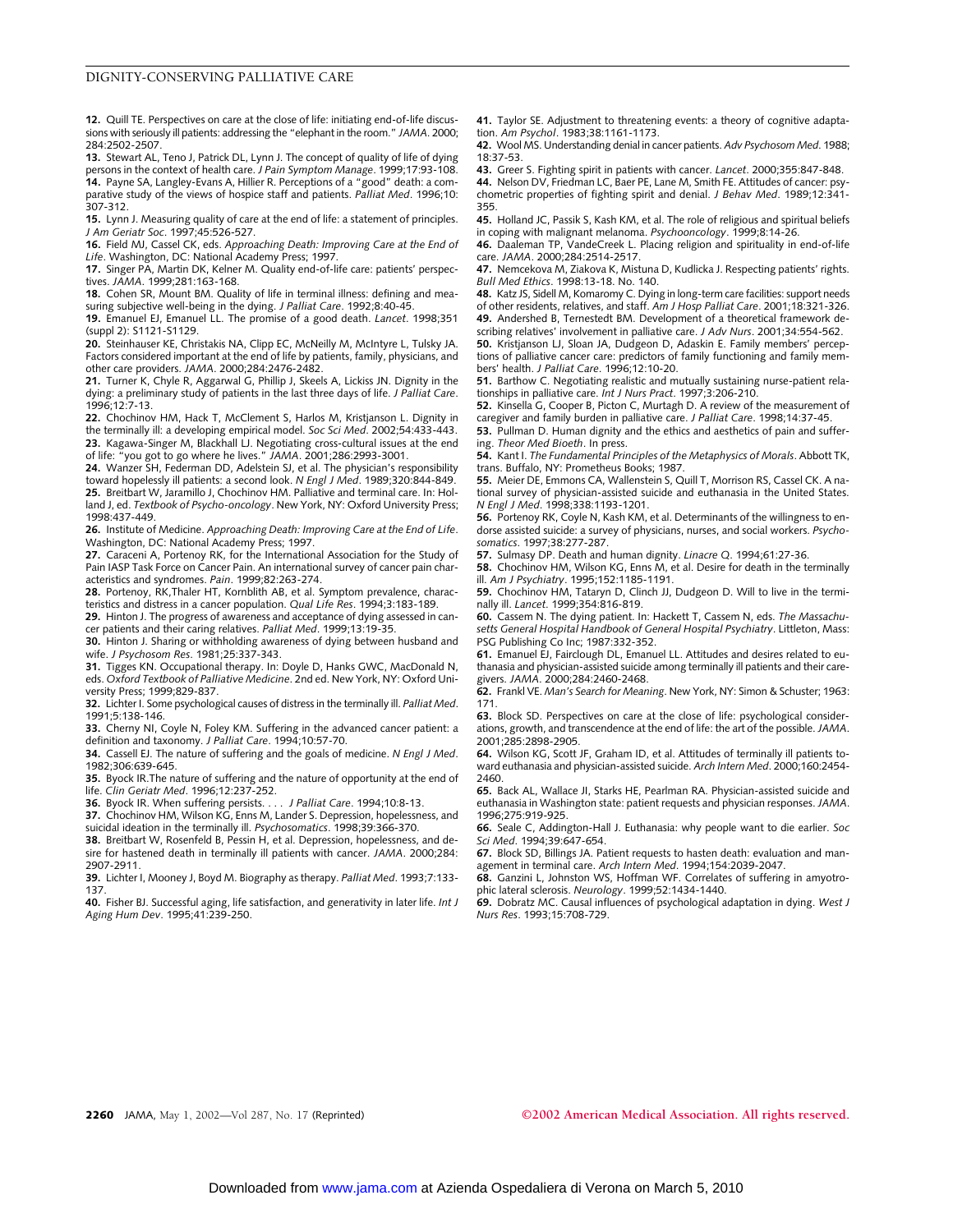12. Quill TE. Perspectives on care at the close of life: initiating end-of-life discussions with seriously ill patients: addressing the "elephant in the room." *JAMA*. 2000; 284:2502-2507.

13. Stewart AL, Teno J, Patrick DL, Lynn J. The concept of quality of life of dying persons in the context of health care. *J Pain Symptom Manage*. 1999;17:93-108.

14. Payne SA, Langley-Evans A, Hillier R. Perceptions of a "good" death: a comparative study of the views of hospice staff and patients. *Palliat Med*. 1996;10: 307-312.

15. Lynn J. Measuring quality of care at the end of life: a statement of principles. *J Am Geriatr Soc*. 1997;45:526-527.

16. Field MJ, Cassel CK, eds. *Approaching Death: Improving Care at the End of Life*. Washington, DC: National Academy Press; 1997.

17. Singer PA, Martin DK, Kelner M. Quality end-of-life care: patients' perspectives. *JAMA*. 1999;281:163-168.

18. Cohen SR, Mount BM. Quality of life in terminal illness: defining and measuring subjective well-being in the dying. *J Palliat Care*. 1992;8:40-45.

19. Emanuel EJ, Emanuel LL. The promise of a good death. *Lancet*. 1998;351 (suppl 2): S1121-S1129.

20. Steinhauser KE, Christakis NA, Clipp EC, McNeilly M, McIntyre L, Tulsky JA. Factors considered important at the end of life by patients, family, physicians, and other care providers. *JAMA*. 2000;284:2476-2482.

21. Turner K, Chyle R, Aggarwal G, Phillip J, Skeels A, Lickiss JN. Dignity in the dying: a preliminary study of patients in the last three days of life. *J Palliat Care*. 1996;12:7-13.

22. Chochinov HM, Hack T, McClement S, Harlos M, Kristjanson L. Dignity in the terminally ill: a developing empirical model. *Soc Sci Med*. 2002;54:433-443.

23. Kagawa-Singer M, Blackhall LJ. Negotiating cross-cultural issues at the end of life: "you got to go where he lives." *JAMA*. 2001;286:2993-3001.

24. Wanzer SH, Federman DD, Adelstein SJ, et al. The physician's responsibility toward hopelessly ill patients: a second look. *N Engl J Med*. 1989;320:844-849.

25. Breitbart W, Jaramillo J, Chochinov HM. Palliative and terminal care. In: Holland J, ed. *Textbook of Psycho-oncology*. New York, NY: Oxford University Press; 1998:437-449.

26. Institute of Medicine. *Approaching Death: Improving Care at the End of Life*. Washington, DC: National Academy Press; 1997.

27. Caraceni A, Portenoy RK, for the International Association for the Study of Pain IASP Task Force on Cancer Pain. An international survey of cancer pain characteristics and syndromes. *Pain*. 1999;82:263-274.

28. Portenoy, RK,Thaler HT, Kornblith AB, et al. Symptom prevalence, characteristics and distress in a cancer population. *Qual Life Res*. 1994;3:183-189.

29. Hinton J. The progress of awareness and acceptance of dying assessed in cancer patients and their caring relatives. *Palliat Med*. 1999;13:19-35.

30. Hinton J. Sharing or withholding awareness of dying between husband and wife. *J Psychosom Res*. 1981;25:337-343.

31. Tigges KN. Occupational therapy. In: Doyle D, Hanks GWC, MacDonald N, eds. *Oxford Textbook of Palliative Medicine*. 2nd ed. New York, NY: Oxford University Press; 1999;829-837.

32. Lichter I. Some psychological causes of distress in the terminally ill. *Palliat Med*. 1991;5:138-146.

33. Cherny NI, Coyle N, Foley KM. Suffering in the advanced cancer patient: a definition and taxonomy. *J Palliat Care*. 1994;10:57-70.

34. Cassell EJ. The nature of suffering and the goals of medicine. *N Engl J Med*. 1982;306:639-645.

35. Byock IR.The nature of suffering and the nature of opportunity at the end of life. *Clin Geriatr Med*. 1996;12:237-252.

36. Byock IR. When suffering persists. . . . *J Palliat Care*. 1994;10:8-13.

37. Chochinov HM, Wilson KG, Enns M, Lander S. Depression, hopelessness, and suicidal ideation in the terminally ill. *Psychosomatics*. 1998;39:366-370.

38. Breitbart W, Rosenfeld B, Pessin H, et al. Depression, hopelessness, and desire for hastened death in terminally ill patients with cancer. *JAMA*. 2000;284: 2907-2911.

39. Lichter I, Mooney J, Boyd M. Biography as therapy. *Palliat Med*. 1993;7:133-137.

40. Fisher BJ. Successful aging, life satisfaction, and generativity in later life. *Int J Aging Hum Dev*. 1995;41:239-250.

41. Taylor SE. Adjustment to threatening events: a theory of cognitive adaptation. *Am Psychol*. 1983;38:1161-1173.

42. Wool MS. Understanding denial in cancer patients. *Adv Psychosom Med*. 1988; 18:37-53.

43. Greer S. Fighting spirit in patients with cancer. *Lancet*. 2000;355:847-848.

44. Nelson DV, Friedman LC, Baer PE, Lane M, Smith FE. Attitudes of cancer: psychometric properties of fighting spirit and denial. *J Behav Med*. 1989;12:341-355.

45. Holland JC, Passik S, Kash KM, et al. The role of religious and spiritual beliefs in coping with malignant melanoma. *Psychooncology*. 1999;8:14-26.

46. Daaleman TP, VandeCreek L. Placing religion and spirituality in end-of-life care. *JAMA*. 2000;284:2514-2517.

47. Nemcekova M, Ziakova K, Mistuna D, Kudlicka J. Respecting patients' rights. *Bull Med Ethics*. 1998:13-18. No. 140.

48. Katz JS, Sidell M, Komaromy C. Dying in long-term care facilities: support needs of other residents, relatives, and staff. *Am J Hosp Palliat Care*. 2001;18:321-326.

49. Andershed B, Ternestedt BM. Development of a theoretical framework describing relatives' involvement in palliative care. *J Adv Nurs*. 2001;34:554-562.

50. Kristjanson LJ, Sloan JA, Dudgeon D, Adaskin E. Family members' perceptions of palliative cancer care: predictors of family functioning and family members' health. *J Palliat Care*. 1996;12:10-20.

51. Barthow C. Negotiating realistic and mutually sustaining nurse-patient relationships in palliative care. *Int J Nurs Pract*. 1997;3:206-210.

52. Kinsella G, Cooper B, Picton C, Murtagh D. A review of the measurement of caregiver and family burden in palliative care. *J Palliat Care*. 1998;14:37-45.

53. Pullman D. Human dignity and the ethics and aesthetics of pain and suffering. *Theor Med Bioeth*. In press.

54. Kant I. *The Fundamental Principles of the Metaphysics of Morals*. Abbott TK, trans. Buffalo, NY: Prometheus Books; 1987.

55. Meier DE, Emmons CA, Wallenstein S, Quill T, Morrison RS, Cassel CK. A national survey of physician-assisted suicide and euthanasia in the United States. *N Engl J Med*. 1998;338:1193-1201.

56. Portenoy RK, Coyle N, Kash KM, et al. Determinants of the willingness to endorse assisted suicide: a survey of physicians, nurses, and social workers. *Psychosomatics*. 1997;38:277-287.

57. Sulmasy DP. Death and human dignity. *Linacre Q*. 1994;61:27-36.

58. Chochinov HM, Wilson KG, Enns M, et al. Desire for death in the terminally ill. *Am J Psychiatry*. 1995;152:1185-1191.

59. Chochinov HM, Tataryn D, Clinch JJ, Dudgeon D. Will to live in the terminally ill. *Lancet*. 1999;354:816-819.

60. Cassem N. The dying patient. In: Hackett T, Cassem N, eds. *The Massachusetts General Hospital Handbook of General Hospital Psychiatry*. Littleton, Mass: PSG Publishing Co Inc; 1987:332-352.

61. Emanuel EJ, Fairclough DL, Emanuel LL. Attitudes and desires related to euthanasia and physician-assisted suicide among terminally ill patients and their caregivers. *JAMA*. 2000;284:2460-2468.

62. Frankl VE. *Man's Search for Meaning*. New York, NY: Simon & Schuster; 1963: 171.

63. Block SD. Perspectives on care at the close of life: psychological considerations, growth, and transcendence at the end of life: the art of the possible. *JAMA*. 2001;285:2898-2905.

64. Wilson KG, Scott JF, Graham ID, et al. Attitudes of terminally ill patients toward euthanasia and physician-assisted suicide. *Arch Intern Med*. 2000;160:2454-2460.

65. Back AL, Wallace JI, Starks HE, Pearlman RA. Physician-assisted suicide and euthanasia in Washington state: patient requests and physician responses. *JAMA*. 1996;275:919-925.

66. Seale C, Addington-Hall J. Euthanasia: why people want to die earlier. *Soc Sci Med*. 1994;39:647-654.

67. Block SD, Billings JA. Patient requests to hasten death: evaluation and management in terminal care. *Arch Intern Med*. 1994;154:2039-2047.

68. Ganzini L, Johnston WS, Hoffman WF. Correlates of suffering in amyotrophic lateral sclerosis. *Neurology*. 1999;52:1434-1440.

69. Dobratz MC. Causal influences of psychological adaptation in dying. *West J Nurs Res*. 1993;15:708-729.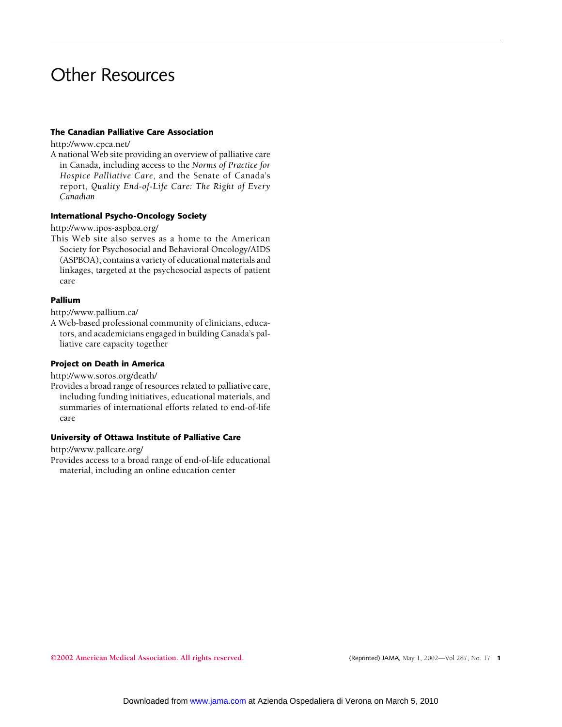# Other Resources

**The Canadian Palliative Care Association**

http://www.cpca.net/

A national Web site providing an overview of palliative care in Canada, including access to the *Norms of Practice for Hospice Palliative Care*, and the Senate of Canada's report, *Quality End-of-Life Care: The Right of Every Canadian*

**International Psycho-Oncology Society**

http://www.ipos-aspboa.org/

This Web site also serves as a home to the American Society for Psychosocial and Behavioral Oncology/AIDS (ASPBOA); contains a variety of educational materials and linkages, targeted at the psychosocial aspects of patient care

**Pallium**

http://www.pallium.ca/

A Web-based professional community of clinicians, educators, and academicians engaged in building Canada's palliative care capacity together

**Project on Death in America**

http://www.soros.org/death/

Provides a broad range of resources related to palliative care, including funding initiatives, educational materials, and summaries of international efforts related to end-of-life care

**University of Ottawa Institute of Palliative Care**

http://www.pallcare.org/

Provides access to a broad range of end-of-life educational material, including an online education center